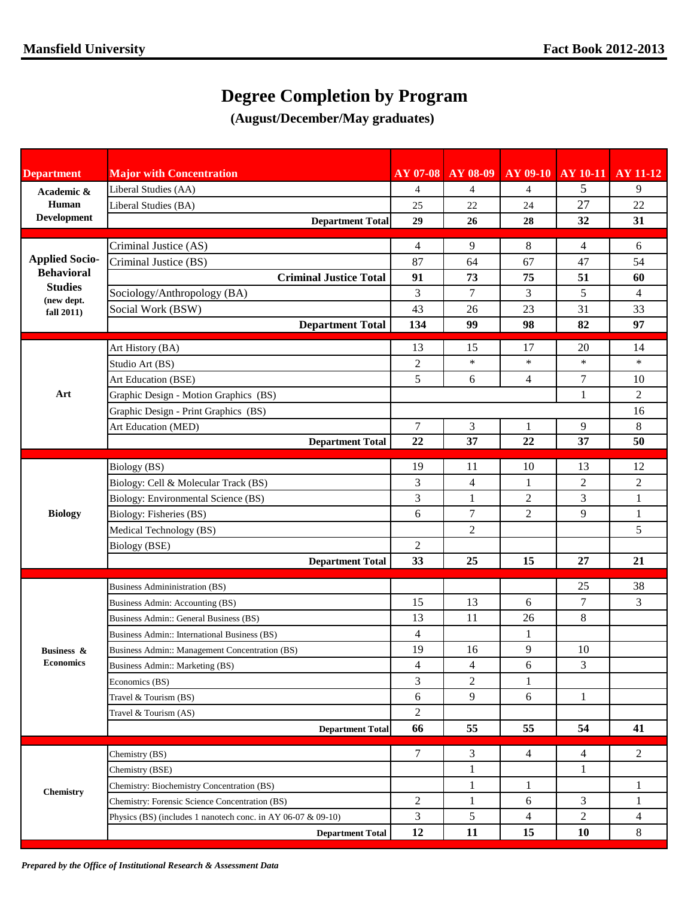# Degree Completion by Program

**(August/December/May graduates)**

| Department | Major with Concentration | AY 07-08 | AY 08-09 | AY 09-10 | AY 10-11 | AY 11-12 |
|---|---|---|---|---|---|---|
| Academic & Human Development | Liberal Studies (AA) | 4 | 4 | 4 | 5 | 9 |
| | Liberal Studies (BA) | 25 | 22 | 24 | 27 | 22 |
| | **Department Total** | **29** | **26** | **28** | **32** | **31** |
| Applied Socio-Behavioral Studies (new dept. fall 2011) | Criminal Justice (AS) | 4 | 9 | 8 | 4 | 6 |
| | Criminal Justice (BS) | 87 | 64 | 67 | 47 | 54 |
| | **Criminal Justice Total** | **91** | **73** | **75** | **51** | **60** |
| | Sociology/Anthropology (BA) | 3 | 7 | 3 | 5 | 4 |
| | Social Work (BSW) | 43 | 26 | 23 | 31 | 33 |
| | **Department Total** | **134** | **99** | **98** | **82** | **97** |
| Art | Art History (BA) | 13 | 15 | 17 | 20 | 14 |
| | Studio Art (BS) | 2 | * | * | * | * |
| | Art Education (BSE) | 5 | 6 | 4 | 7 | 10 |
| | Graphic Design - Motion Graphics (BS) | | | | 1 | 2 |
| | Graphic Design - Print Graphics (BS) | | | | | 16 |
| | Art Education (MED) | 7 | 3 | 1 | 9 | 8 |
| | **Department Total** | **22** | **37** | **22** | **37** | **50** |
| Biology | Biology (BS) | 19 | 11 | 10 | 13 | 12 |
| | Biology: Cell & Molecular Track (BS) | 3 | 4 | 1 | 2 | 2 |
| | Biology: Environmental Science (BS) | 3 | 1 | 2 | 3 | 1 |
| | Biology: Fisheries (BS) | 6 | 7 | 2 | 9 | 1 |
| | Medical Technology (BS) | | 2 | | | 5 |
| | Biology (BSE) | 2 | | | | |
| | **Department Total** | **33** | **25** | **15** | **27** | **21** |
| Business & Economics | Business Admininistration (BS) | | | | 25 | 38 |
| | Business Admin: Accounting (BS) | 15 | 13 | 6 | 7 | 3 |
| | Business Admin:: General Business (BS) | 13 | 11 | 26 | 8 | |
| | Business Admin:: International Business (BS) | 4 | | 1 | | |
| | Business Admin:: Management Concentration (BS) | 19 | 16 | 9 | 10 | |
| | Business Admin:: Marketing (BS) | 4 | 4 | 6 | 3 | |
| | Economics (BS) | 3 | 2 | 1 | | |
| | Travel & Tourism (BS) | 6 | 9 | 6 | 1 | |
| | Travel & Tourism (AS) | 2 | | | | |
| | **Department Total** | **66** | **55** | **55** | **54** | **41** |
| Chemistry | Chemistry (BS) | 7 | 3 | 4 | 4 | 2 |
| | Chemistry (BSE) | | 1 | | 1 | |
| | Chemistry: Biochemistry Concentration (BS) | | 1 | 1 | | 1 |
| | Chemistry: Forensic Science Concentration (BS) | 2 | 1 | 6 | 3 | 1 |
| | Physics (BS) (includes 1 nanotech conc. in AY 06-07 & 09-10) | 3 | 5 | 4 | 2 | 4 |
| | **Department Total** | **12** | **11** | **15** | **10** | **8** |

*Prepared by the Office of Institutional Research & Assessment Data*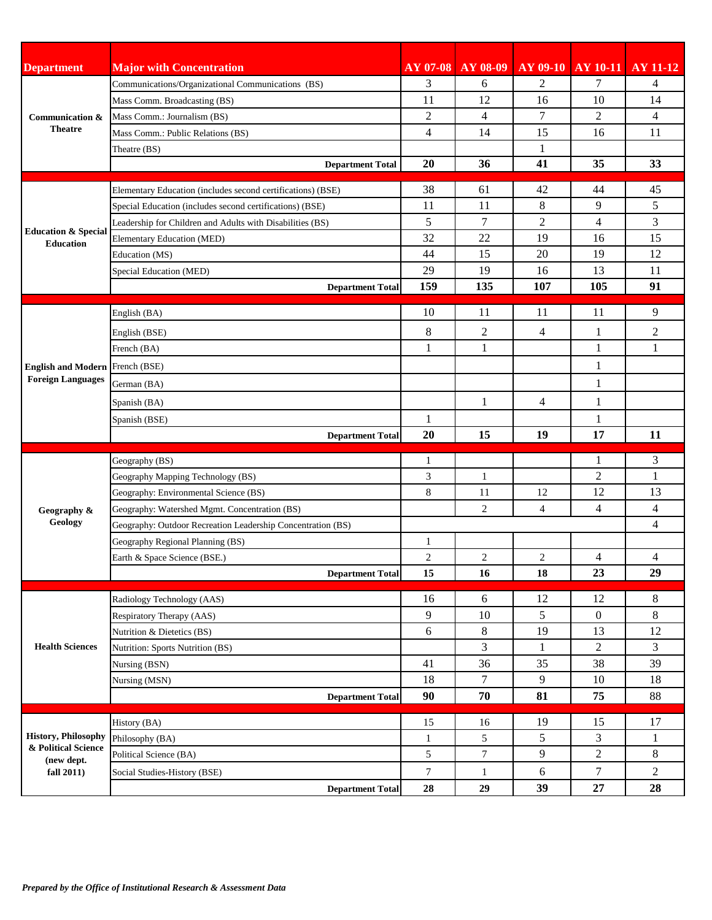| Department | Major with Concentration | AY 07-08 | AY 08-09 | AY 09-10 | AY 10-11 | AY 11-12 |
|---|---|---|---|---|---|---|
| Communication & Theatre | Communications/Organizational Communications (BS) | 3 | 6 | 2 | 7 | 4 |
| | Mass Comm. Broadcasting (BS) | 11 | 12 | 16 | 10 | 14 |
| | Mass Comm.: Journalism (BS) | 2 | 4 | 7 | 2 | 4 |
| | Mass Comm.: Public Relations (BS) | 4 | 14 | 15 | 16 | 11 |
| | Theatre (BS) | | | 1 | | |
| | **Department Total** | **20** | **36** | **41** | **35** | **33** |
| Education & Special Education | Elementary Education (includes second certifications) (BSE) | 38 | 61 | 42 | 44 | 45 |
| | Special Education (includes second certifications) (BSE) | 11 | 11 | 8 | 9 | 5 |
| | Leadership for Children and Adults with Disabilities (BS) | 5 | 7 | 2 | 4 | 3 |
| | Elementary Education (MED) | 32 | 22 | 19 | 16 | 15 |
| | Education (MS) | 44 | 15 | 20 | 19 | 12 |
| | Special Education (MED) | 29 | 19 | 16 | 13 | 11 |
| | **Department Total** | **159** | **135** | **107** | **105** | **91** |
| English and Modern Foreign Languages | English (BA) | 10 | 11 | 11 | 11 | 9 |
| | English (BSE) | 8 | 2 | 4 | 1 | 2 |
| | French (BA) | 1 | 1 | | 1 | 1 |
| | French (BSE) | | | | 1 | |
| | German (BA) | | | | 1 | |
| | Spanish (BA) | | 1 | 4 | 1 | |
| | Spanish (BSE) | 1 | | | 1 | |
| | **Department Total** | **20** | **15** | **19** | **17** | **11** |
| Geography & Geology | Geography (BS) | 1 | | | 1 | 3 |
| | Geography Mapping Technology (BS) | 3 | 1 | | 2 | 1 |
| | Geography: Environmental Science (BS) | 8 | 11 | 12 | 12 | 13 |
| | Geography: Watershed Mgmt. Concentration (BS) | | 2 | 4 | 4 | 4 |
| | Geography: Outdoor Recreation Leadership Concentration (BS) | | | | | 4 |
| | Geography Regional Planning (BS) | 1 | | | | |
| | Earth & Space Science (BSE.) | 2 | 2 | 2 | 4 | 4 |
| | **Department Total** | **15** | **16** | **18** | **23** | **29** |
| Health Sciences | Radiology Technology (AAS) | 16 | 6 | 12 | 12 | 8 |
| | Respiratory Therapy (AAS) | 9 | 10 | 5 | 0 | 8 |
| | Nutrition & Dietetics (BS) | 6 | 8 | 19 | 13 | 12 |
| | Nutrition: Sports Nutrition (BS) | | 3 | 1 | 2 | 3 |
| | Nursing (BSN) | 41 | 36 | 35 | 38 | 39 |
| | Nursing (MSN) | 18 | 7 | 9 | 10 | 18 |
| | **Department Total** | **90** | **70** | **81** | **75** | **88** |
| History, Philosophy & Political Science (new dept. fall 2011) | History (BA) | 15 | 16 | 19 | 15 | 17 |
| | Philosophy (BA) | 1 | 5 | 5 | 3 | 1 |
| | Political Science (BA) | 5 | 7 | 9 | 2 | 8 |
| | Social Studies-History (BSE) | 7 | 1 | 6 | 7 | 2 |
| | **Department Total** | **28** | **29** | **39** | **27** | **28** |

***Prepared by the Office of Institutional Research & Assessment Data***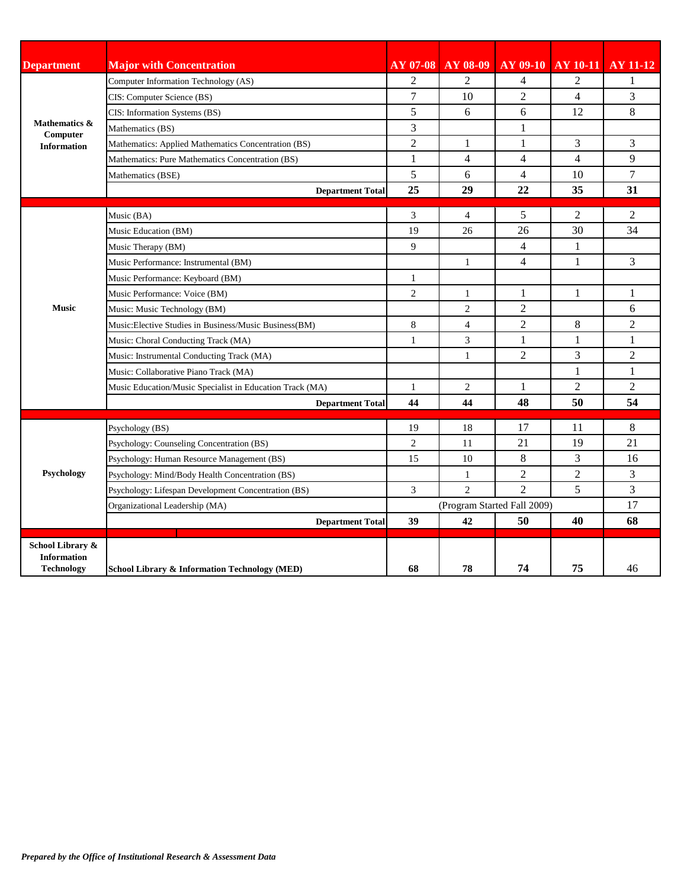| Department | Major with Concentration | AY 07-08 | AY 08-09 | AY 09-10 | AY 10-11 | AY 11-12 |
|---|---|---|---|---|---|---|
| Mathematics & Computer Information | Computer Information Technology (AS) | 2 | 2 | 4 | 2 | 1 |
| | CIS: Computer Science (BS) | 7 | 10 | 2 | 4 | 3 |
| | CIS: Information Systems (BS) | 5 | 6 | 6 | 12 | 8 |
| | Mathematics (BS) | 3 | | 1 | | |
| | Mathematics: Applied Mathematics Concentration (BS) | 2 | 1 | 1 | 3 | 3 |
| | Mathematics: Pure Mathematics Concentration (BS) | 1 | 4 | 4 | 4 | 9 |
| | Mathematics (BSE) | 5 | 6 | 4 | 10 | 7 |
| | **Department Total** | **25** | **29** | **22** | **35** | **31** |
| Music | Music (BA) | 3 | 4 | 5 | 2 | 2 |
| | Music Education (BM) | 19 | 26 | 26 | 30 | 34 |
| | Music Therapy (BM) | 9 | | 4 | 1 | |
| | Music Performance: Instrumental (BM) | | 1 | 4 | 1 | 3 |
| | Music Performance: Keyboard (BM) | 1 | | | | |
| | Music Performance: Voice (BM) | 2 | 1 | 1 | 1 | 1 |
| | Music: Music Technology (BM) | | 2 | 2 | | 6 |
| | Music:Elective Studies in Business/Music Business(BM) | 8 | 4 | 2 | 8 | 2 |
| | Music: Choral Conducting Track (MA) | 1 | 3 | 1 | 1 | 1 |
| | Music: Instrumental Conducting Track (MA) | | 1 | 2 | 3 | 2 |
| | Music: Collaborative Piano Track (MA) | | | | 1 | 1 |
| | Music Education/Music Specialist in Education Track (MA) | 1 | 2 | 1 | 2 | 2 |
| | **Department Total** | **44** | **44** | **48** | **50** | **54** |
| Psychology | Psychology (BS) | 19 | 18 | 17 | 11 | 8 |
| | Psychology: Counseling Concentration (BS) | 2 | 11 | 21 | 19 | 21 |
| | Psychology: Human Resource Management (BS) | 15 | 10 | 8 | 3 | 16 |
| | Psychology: Mind/Body Health Concentration (BS) | | 1 | 2 | 2 | 3 |
| | Psychology: Lifespan Development Concentration (BS) | 3 | 2 | 2 | 5 | 3 |
| | Organizational Leadership (MA) | (Program Started Fall 2009) | | | | 17 |
| | **Department Total** | **39** | **42** | **50** | **40** | **68** |
| School Library & Information Technology | **School Library & Information Technology (MED)** | **68** | **78** | **74** | **75** | 46 |

*Prepared by the Office of Institutional Research & Assessment Data*